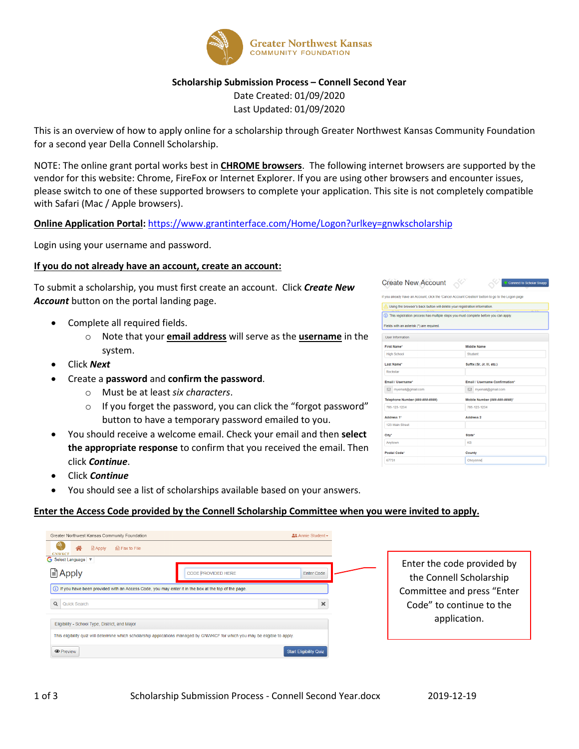Greater Northwest Kansas
COMMUNITY FOUNDATION

**Scholarship Submission Process – Connell Second Year**
Date Created: 01/09/2020
Last Updated: 01/09/2020

This is an overview of how to apply online for a scholarship through Greater Northwest Kansas Community Foundation for a second year Della Connell Scholarship.

NOTE: The online grant portal works best in **CHROME browsers**. The following internet browsers are supported by the vendor for this website: Chrome, FireFox or Internet Explorer. If you are using other browsers and encounter issues, please switch to one of these supported browsers to complete your application. This site is not completely compatible with Safari (Mac / Apple browsers).

**Online Application Portal:** https://www.grantinterface.com/Home/Logon?urlkey=gnwkscholarship

Login using your username and password.

**If you do not already have an account, create an account:**

To submit a scholarship, you must first create an account. Click ***Create New Account*** button on the portal landing page.

- Complete all required fields.
  - Note that your **email address** will serve as the **username** in the system.
- Click ***Next***
- Create a **password** and **confirm the password**.
  - Must be at least *six characters*.
  - If you forget the password, you can click the "forgot password" button to have a temporary password emailed to you.
- You should receive a welcome email. Check your email and then **select the appropriate response** to confirm that you received the email. Then click ***Continue***.
- Click ***Continue***
- You should see a list of scholarships available based on your answers.

**Enter the Access Code provided by the Connell Scholarship Committee when you were invited to apply.**

Enter the code provided by the Connell Scholarship Committee and press "Enter Code" to continue to the application.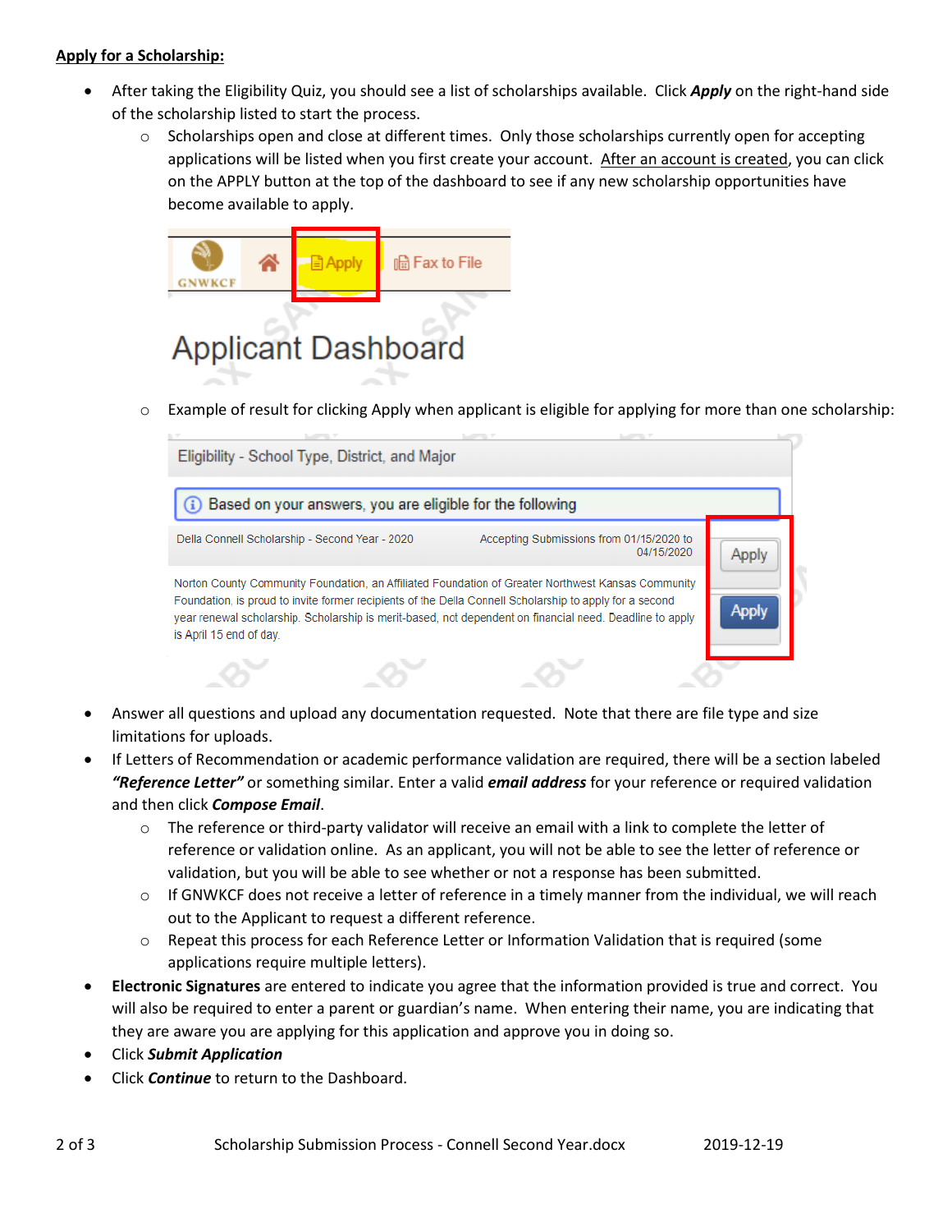**Apply for a Scholarship:**

- After taking the Eligibility Quiz, you should see a list of scholarships available. Click ***Apply*** on the right-hand side of the scholarship listed to start the process.
  - Scholarships open and close at different times. Only those scholarships currently open for accepting applications will be listed when you first create your account. After an account is created, you can click on the APPLY button at the top of the dashboard to see if any new scholarship opportunities have become available to apply.
  - Example of result for clicking Apply when applicant is eligible for applying for more than one scholarship:
- Answer all questions and upload any documentation requested. Note that there are file type and size limitations for uploads.
- If Letters of Recommendation or academic performance validation are required, there will be a section labeled ***"Reference Letter"*** or something similar. Enter a valid ***email address*** for your reference or required validation and then click ***Compose Email***.
  - The reference or third-party validator will receive an email with a link to complete the letter of reference or validation online. As an applicant, you will not be able to see the letter of reference or validation, but you will be able to see whether or not a response has been submitted.
  - If GNWKCF does not receive a letter of reference in a timely manner from the individual, we will reach out to the Applicant to request a different reference.
  - Repeat this process for each Reference Letter or Information Validation that is required (some applications require multiple letters).
- **Electronic Signatures** are entered to indicate you agree that the information provided is true and correct. You will also be required to enter a parent or guardian's name. When entering their name, you are indicating that they are aware you are applying for this application and approve you in doing so.
- Click ***Submit Application***
- Click ***Continue*** to return to the Dashboard.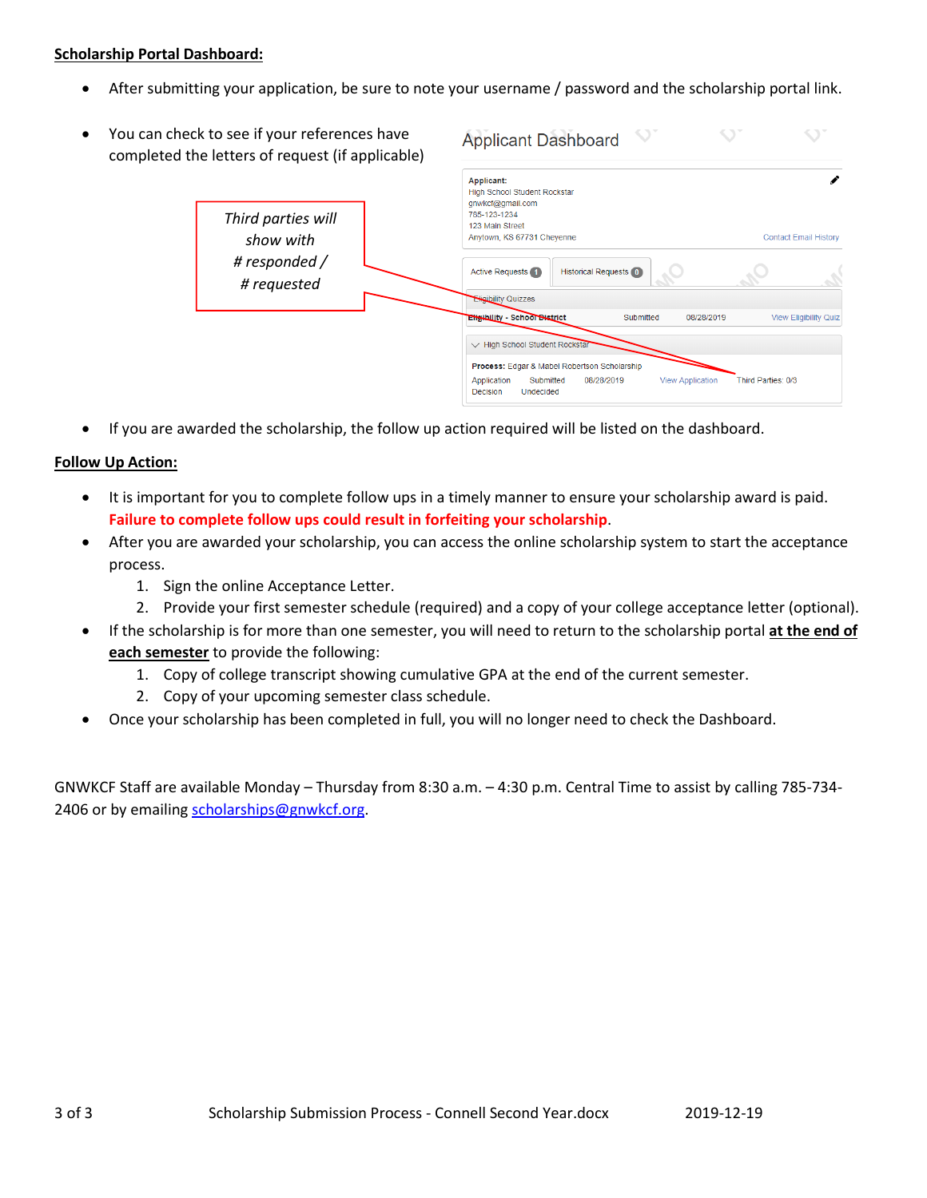**Scholarship Portal Dashboard:**

- After submitting your application, be sure to note your username / password and the scholarship portal link.
- You can check to see if your references have completed the letters of request (if applicable)

*Third parties will show with # responded / # requested*

Applicant Dashboard

Applicant:
High School Student Rockstar
gnwkcf@gmail.com
785-123-1234
123 Main Street
Anytown, KS 67731 Cheyenne

Contact Email History

Active Requests 1 | Historical Requests 0

Eligibility Quizzes

Eligibility - School District | Submitted | 08/28/2019 | View Eligibility Quiz

High School Student Rockstar

Process: Edgar & Mabel Robertson Scholarship

Application | Submitted | 08/28/2019 | View Application | Third Parties: 0/3

Decision | Undecided

- If you are awarded the scholarship, the follow up action required will be listed on the dashboard.

**Follow Up Action:**

- It is important for you to complete follow ups in a timely manner to ensure your scholarship award is paid. **Failure to complete follow ups could result in forfeiting your scholarship**.
- After you are awarded your scholarship, you can access the online scholarship system to start the acceptance process.
  1. Sign the online Acceptance Letter.
  2. Provide your first semester schedule (required) and a copy of your college acceptance letter (optional).
- If the scholarship is for more than one semester, you will need to return to the scholarship portal **at the end of each semester** to provide the following:
  1. Copy of college transcript showing cumulative GPA at the end of the current semester.
  2. Copy of your upcoming semester class schedule.
- Once your scholarship has been completed in full, you will no longer need to check the Dashboard.

GNWKCF Staff are available Monday – Thursday from 8:30 a.m. – 4:30 p.m. Central Time to assist by calling 785-734-2406 or by emailing scholarships@gnwkcf.org.